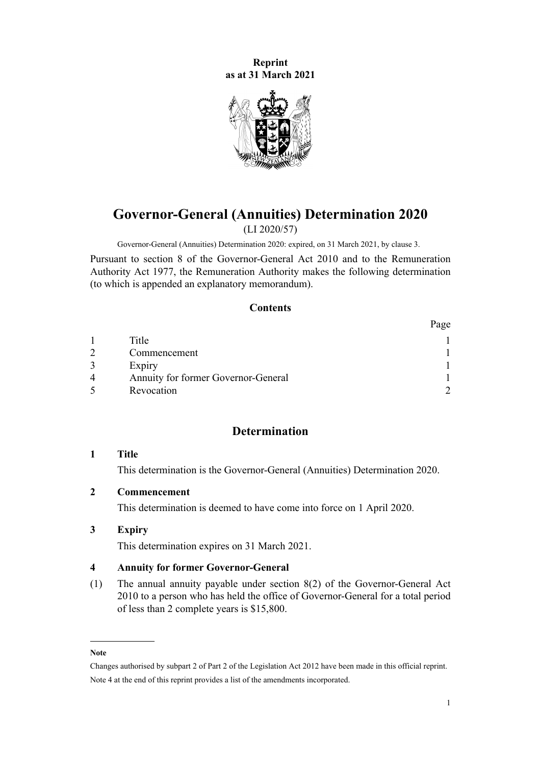**Reprint**
**as at 31 March 2021**

# Governor-General (Annuities) Determination 2020

(LI 2020/57)

Governor-General (Annuities) Determination 2020: expired, on 31 March 2021, by clause 3.

Pursuant to section 8 of the Governor-General Act 2010 and to the Remuneration Authority Act 1977, the Remuneration Authority makes the following determination (to which is appended an explanatory memorandum).

## Contents

| | | Page |
|---|---|---|
| 1 | Title | 1 |
| 2 | Commencement | 1 |
| 3 | Expiry | 1 |
| 4 | Annuity for former Governor-General | 1 |
| 5 | Revocation | 2 |

## Determination

### 1 Title

This determination is the Governor-General (Annuities) Determination 2020.

### 2 Commencement

This determination is deemed to have come into force on 1 April 2020.

### 3 Expiry

This determination expires on 31 March 2021.

### 4 Annuity for former Governor-General

(1) The annual annuity payable under section 8(2) of the Governor-General Act 2010 to a person who has held the office of Governor-General for a total period of less than 2 complete years is $15,800.

---

**Note**

Changes authorised by subpart 2 of Part 2 of the Legislation Act 2012 have been made in this official reprint.

Note 4 at the end of this reprint provides a list of the amendments incorporated.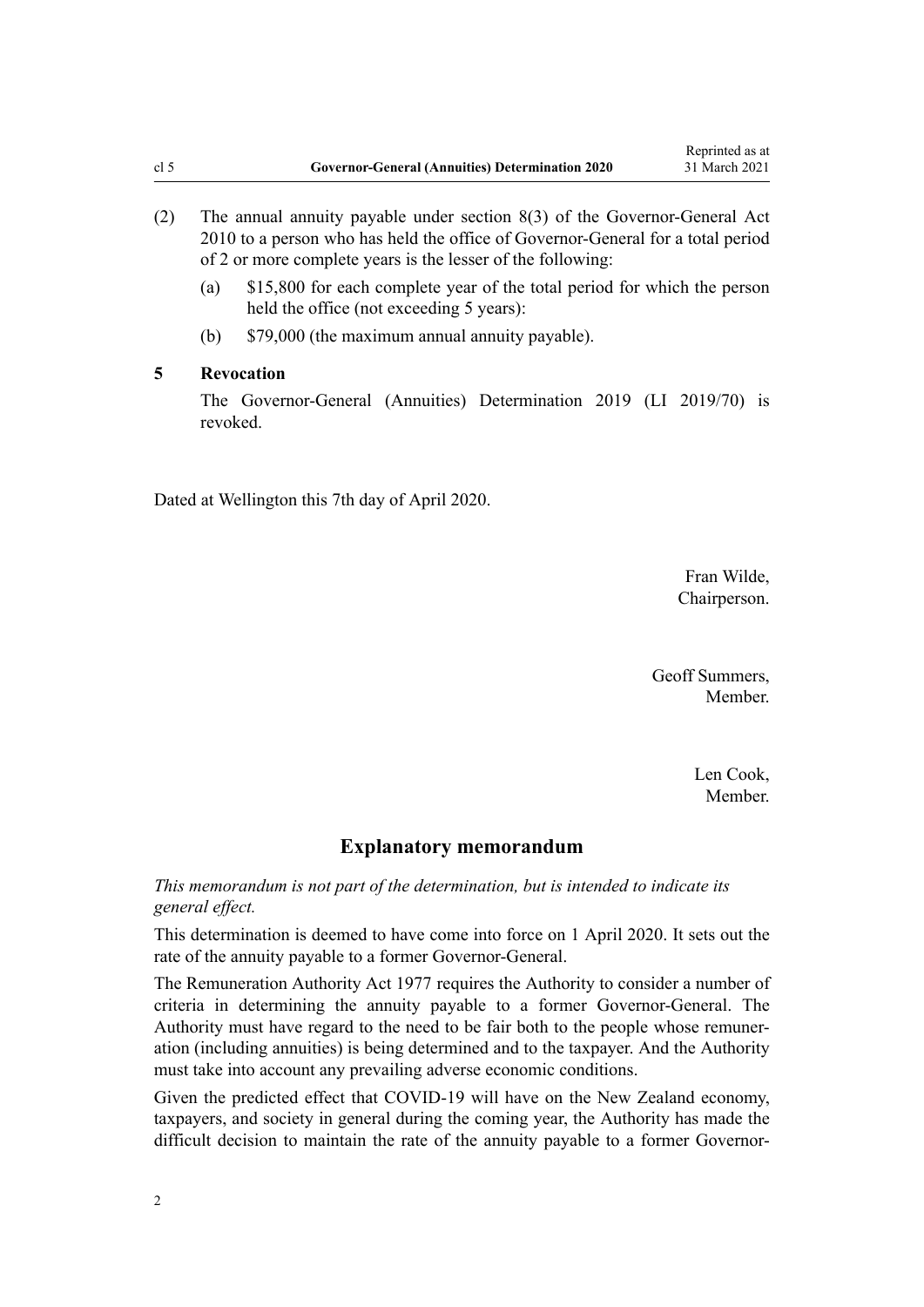(2) The annual annuity payable under section 8(3) of the Governor-General Act 2010 to a person who has held the office of Governor-General for a total period of 2 or more complete years is the lesser of the following:

  (a) $15,800 for each complete year of the total period for which the person held the office (not exceeding 5 years):

  (b) $79,000 (the maximum annual annuity payable).

### 5 Revocation

The Governor-General (Annuities) Determination 2019 (LI 2019/70) is revoked.

Dated at Wellington this 7th day of April 2020.

Fran Wilde,
Chairperson.

Geoff Summers,
Member.

Len Cook,
Member.

## Explanatory memorandum

*This memorandum is not part of the determination, but is intended to indicate its general effect.*

This determination is deemed to have come into force on 1 April 2020. It sets out the rate of the annuity payable to a former Governor-General.

The Remuneration Authority Act 1977 requires the Authority to consider a number of criteria in determining the annuity payable to a former Governor-General. The Authority must have regard to the need to be fair both to the people whose remuneration (including annuities) is being determined and to the taxpayer. And the Authority must take into account any prevailing adverse economic conditions.

Given the predicted effect that COVID-19 will have on the New Zealand economy, taxpayers, and society in general during the coming year, the Authority has made the difficult decision to maintain the rate of the annuity payable to a former Governor-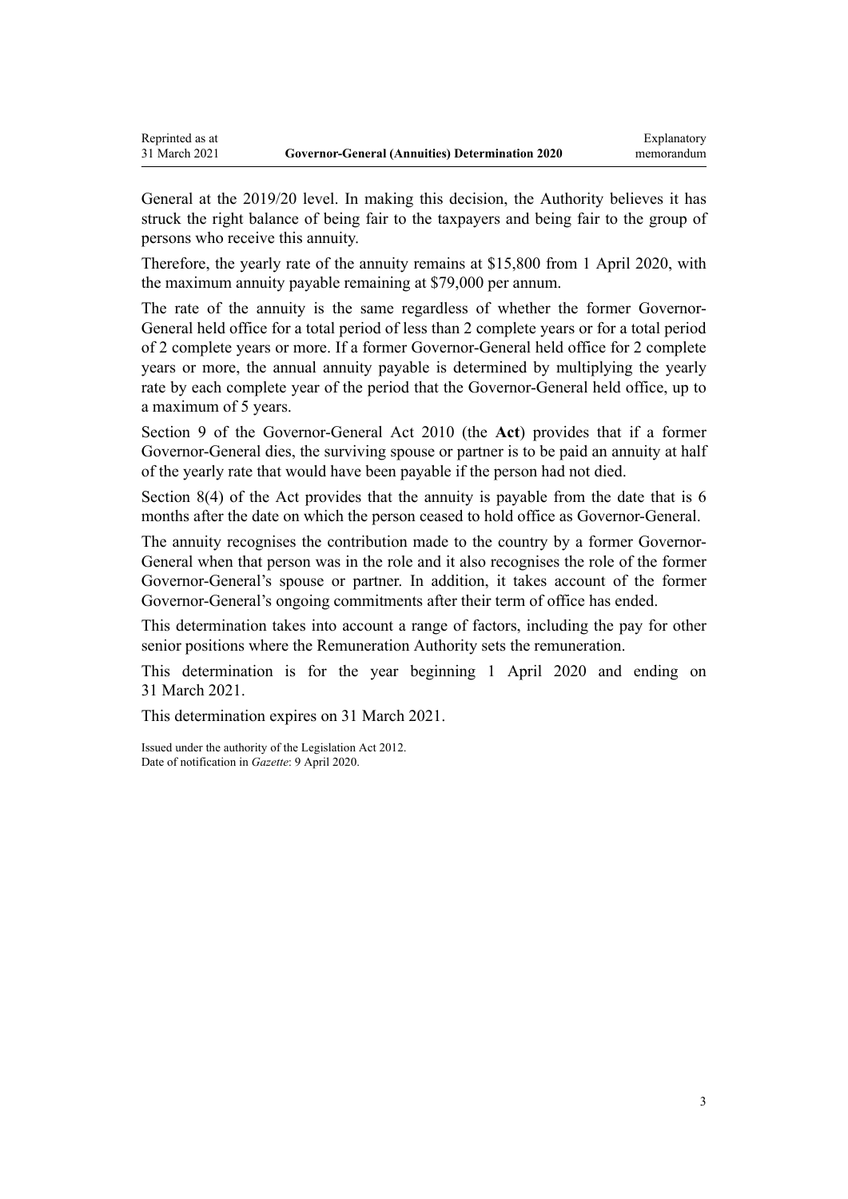General at the 2019/20 level. In making this decision, the Authority believes it has struck the right balance of being fair to the taxpayers and being fair to the group of persons who receive this annuity.

Therefore, the yearly rate of the annuity remains at $15,800 from 1 April 2020, with the maximum annuity payable remaining at $79,000 per annum.

The rate of the annuity is the same regardless of whether the former Governor-General held office for a total period of less than 2 complete years or for a total period of 2 complete years or more. If a former Governor-General held office for 2 complete years or more, the annual annuity payable is determined by multiplying the yearly rate by each complete year of the period that the Governor-General held office, up to a maximum of 5 years.

Section 9 of the Governor-General Act 2010 (the **Act**) provides that if a former Governor-General dies, the surviving spouse or partner is to be paid an annuity at half of the yearly rate that would have been payable if the person had not died.

Section 8(4) of the Act provides that the annuity is payable from the date that is 6 months after the date on which the person ceased to hold office as Governor-General.

The annuity recognises the contribution made to the country by a former Governor-General when that person was in the role and it also recognises the role of the former Governor-General's spouse or partner. In addition, it takes account of the former Governor-General's ongoing commitments after their term of office has ended.

This determination takes into account a range of factors, including the pay for other senior positions where the Remuneration Authority sets the remuneration.

This determination is for the year beginning 1 April 2020 and ending on 31 March 2021.

This determination expires on 31 March 2021.

Issued under the authority of the Legislation Act 2012.
Date of notification in *Gazette*: 9 April 2020.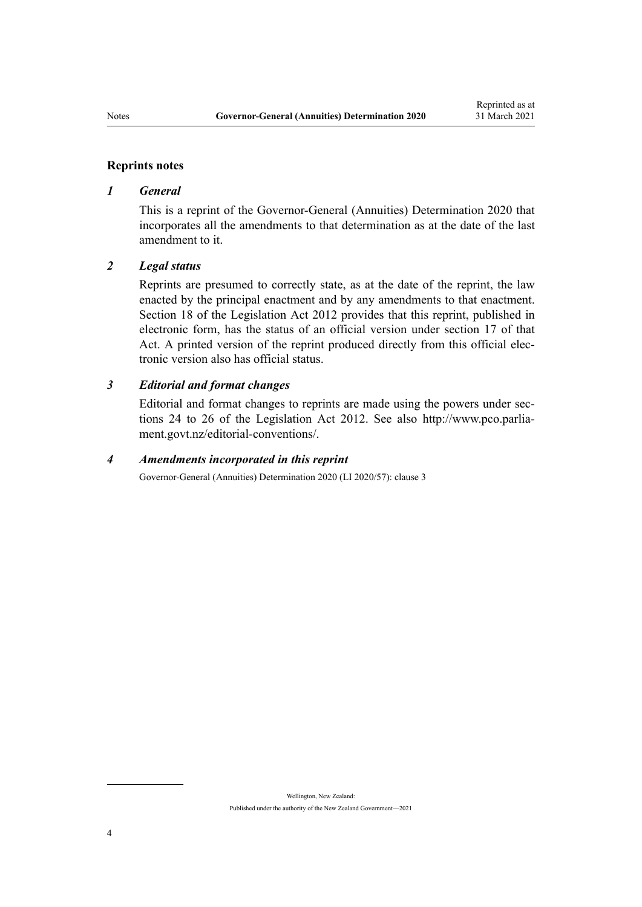## Reprints notes

### *1 General*

This is a reprint of the Governor-General (Annuities) Determination 2020 that incorporates all the amendments to that determination as at the date of the last amendment to it.

### *2 Legal status*

Reprints are presumed to correctly state, as at the date of the reprint, the law enacted by the principal enactment and by any amendments to that enactment. Section 18 of the Legislation Act 2012 provides that this reprint, published in electronic form, has the status of an official version under section 17 of that Act. A printed version of the reprint produced directly from this official electronic version also has official status.

### *3 Editorial and format changes*

Editorial and format changes to reprints are made using the powers under sections 24 to 26 of the Legislation Act 2012. See also http://www.pco.parliament.govt.nz/editorial-conventions/.

### *4 Amendments incorporated in this reprint*

Governor-General (Annuities) Determination 2020 (LI 2020/57): clause 3

Wellington, New Zealand:

Published under the authority of the New Zealand Government—2021